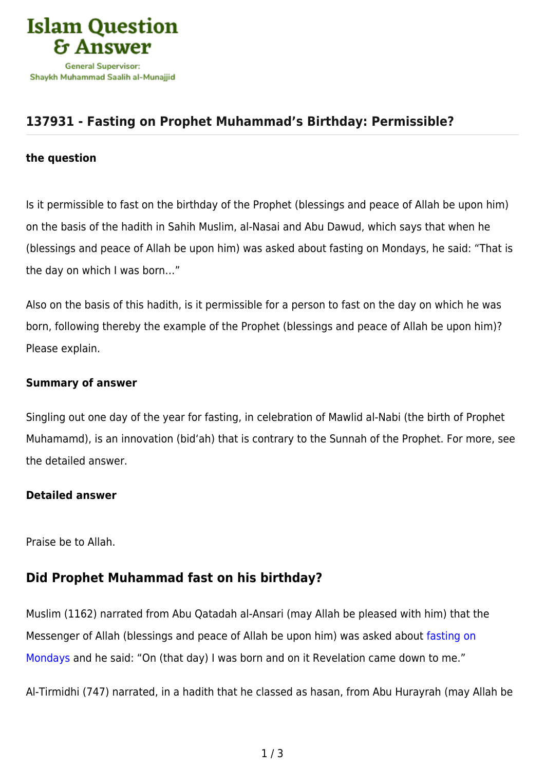# 137931 - Fasting on Prophet Muhammad's Birthday: Permissible?

**the question**

Is it permissible to fast on the birthday of the Prophet (blessings and peace of Allah be upon him) on the basis of the hadith in Sahih Muslim, al-Nasai and Abu Dawud, which says that when he (blessings and peace of Allah be upon him) was asked about fasting on Mondays, he said: "That is the day on which I was born..."

Also on the basis of this hadith, is it permissible for a person to fast on the day on which he was born, following thereby the example of the Prophet (blessings and peace of Allah be upon him)? Please explain.

**Summary of answer**

Singling out one day of the year for fasting, in celebration of Mawlid al-Nabi (the birth of Prophet Muhamamd), is an innovation (bid'ah) that is contrary to the Sunnah of the Prophet. For more, see the detailed answer.

**Detailed answer**

Praise be to Allah.

## Did Prophet Muhammad fast on his birthday?

Muslim (1162) narrated from Abu Qatadah al-Ansari (may Allah be pleased with him) that the Messenger of Allah (blessings and peace of Allah be upon him) was asked about fasting on Mondays and he said: "On (that day) I was born and on it Revelation came down to me."

Al-Tirmidhi (747) narrated, in a hadith that he classed as hasan, from Abu Hurayrah (may Allah be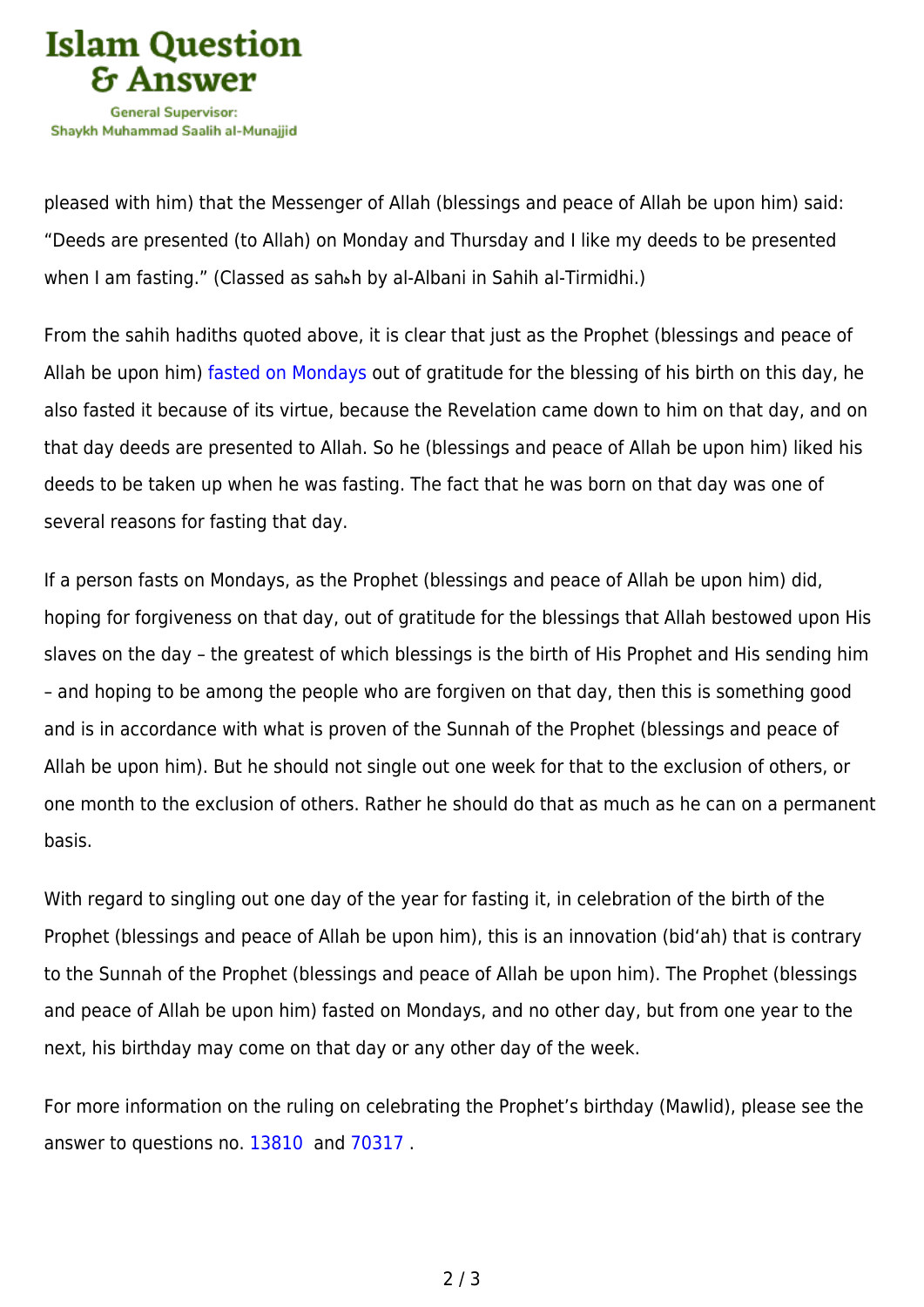pleased with him) that the Messenger of Allah (blessings and peace of Allah be upon him) said: "Deeds are presented (to Allah) on Monday and Thursday and I like my deeds to be presented when I am fasting." (Classed as sahih by al-Albani in Sahih al-Tirmidhi.)

From the sahih hadiths quoted above, it is clear that just as the Prophet (blessings and peace of Allah be upon him) fasted on Mondays out of gratitude for the blessing of his birth on this day, he also fasted it because of its virtue, because the Revelation came down to him on that day, and on that day deeds are presented to Allah. So he (blessings and peace of Allah be upon him) liked his deeds to be taken up when he was fasting. The fact that he was born on that day was one of several reasons for fasting that day.

If a person fasts on Mondays, as the Prophet (blessings and peace of Allah be upon him) did, hoping for forgiveness on that day, out of gratitude for the blessings that Allah bestowed upon His slaves on the day – the greatest of which blessings is the birth of His Prophet and His sending him – and hoping to be among the people who are forgiven on that day, then this is something good and is in accordance with what is proven of the Sunnah of the Prophet (blessings and peace of Allah be upon him). But he should not single out one week for that to the exclusion of others, or one month to the exclusion of others. Rather he should do that as much as he can on a permanent basis.

With regard to singling out one day of the year for fasting it, in celebration of the birth of the Prophet (blessings and peace of Allah be upon him), this is an innovation (bid'ah) that is contrary to the Sunnah of the Prophet (blessings and peace of Allah be upon him). The Prophet (blessings and peace of Allah be upon him) fasted on Mondays, and no other day, but from one year to the next, his birthday may come on that day or any other day of the week.

For more information on the ruling on celebrating the Prophet's birthday (Mawlid), please see the answer to questions no. 13810 and 70317 .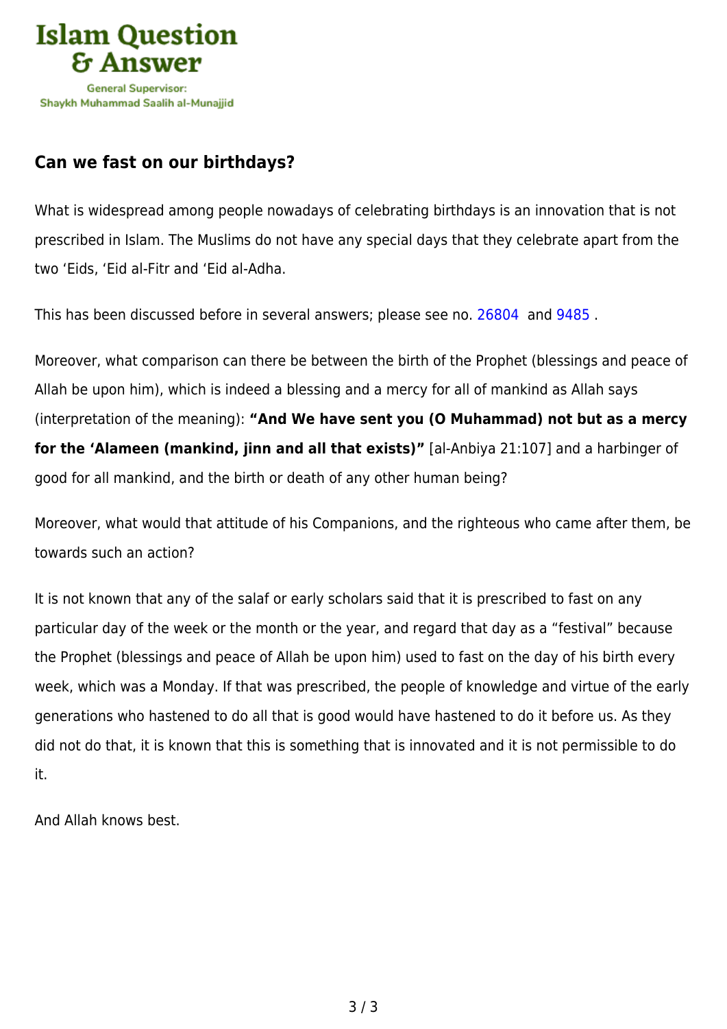## Can we fast on our birthdays?

What is widespread among people nowadays of celebrating birthdays is an innovation that is not prescribed in Islam. The Muslims do not have any special days that they celebrate apart from the two 'Eids, 'Eid al-Fitr and 'Eid al-Adha.

This has been discussed before in several answers; please see no. 26804 and 9485 .

Moreover, what comparison can there be between the birth of the Prophet (blessings and peace of Allah be upon him), which is indeed a blessing and a mercy for all of mankind as Allah says (interpretation of the meaning): **"And We have sent you (O Muhammad) not but as a mercy for the 'Alameen (mankind, jinn and all that exists)"** [al-Anbiya 21:107] and a harbinger of good for all mankind, and the birth or death of any other human being?

Moreover, what would that attitude of his Companions, and the righteous who came after them, be towards such an action?

It is not known that any of the salaf or early scholars said that it is prescribed to fast on any particular day of the week or the month or the year, and regard that day as a "festival" because the Prophet (blessings and peace of Allah be upon him) used to fast on the day of his birth every week, which was a Monday. If that was prescribed, the people of knowledge and virtue of the early generations who hastened to do all that is good would have hastened to do it before us. As they did not do that, it is known that this is something that is innovated and it is not permissible to do it.

And Allah knows best.